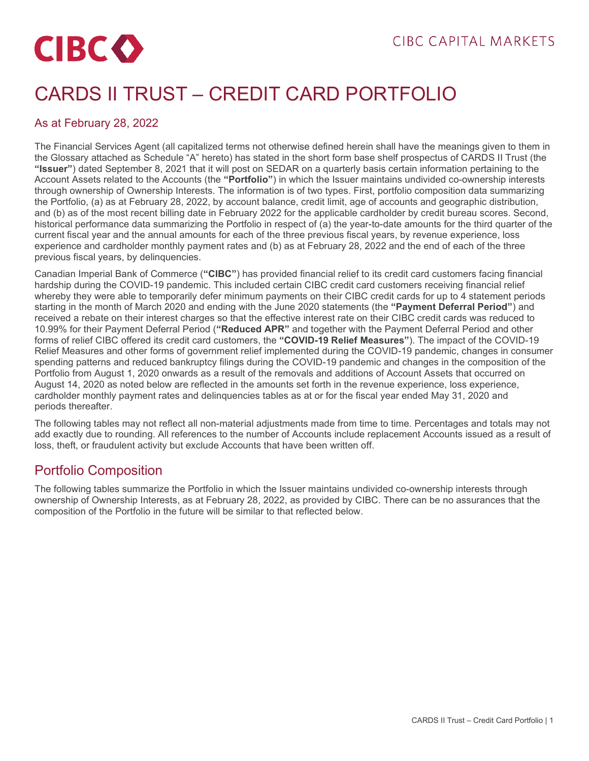# CARDS II TRUST – CREDIT CARD PORTFOLIO

## As at February 28, 2022

The Financial Services Agent (all capitalized terms not otherwise defined herein shall have the meanings given to them in the Glossary attached as Schedule "A" hereto) has stated in the short form base shelf prospectus of CARDS II Trust (the **"Issuer"**) dated September 8, 2021 that it will post on SEDAR on a quarterly basis certain information pertaining to the Account Assets related to the Accounts (the **"Portfolio"**) in which the Issuer maintains undivided co-ownership interests through ownership of Ownership Interests. The information is of two types. First, portfolio composition data summarizing the Portfolio, (a) as at February 28, 2022, by account balance, credit limit, age of accounts and geographic distribution, and (b) as of the most recent billing date in February 2022 for the applicable cardholder by credit bureau scores. Second, historical performance data summarizing the Portfolio in respect of (a) the year-to-date amounts for the third quarter of the current fiscal year and the annual amounts for each of the three previous fiscal years, by revenue experience, loss experience and cardholder monthly payment rates and (b) as at February 28, 2022 and the end of each of the three previous fiscal years, by delinquencies.

Canadian Imperial Bank of Commerce (**"CIBC"**) has provided financial relief to its credit card customers facing financial hardship during the COVID-19 pandemic. This included certain CIBC credit card customers receiving financial relief whereby they were able to temporarily defer minimum payments on their CIBC credit cards for up to 4 statement periods starting in the month of March 2020 and ending with the June 2020 statements (the **"Payment Deferral Period"**) and received a rebate on their interest charges so that the effective interest rate on their CIBC credit cards was reduced to 10.99% for their Payment Deferral Period (**"Reduced APR"** and together with the Payment Deferral Period and other forms of relief CIBC offered its credit card customers, the **"COVID-19 Relief Measures"**). The impact of the COVID-19 Relief Measures and other forms of government relief implemented during the COVID-19 pandemic, changes in consumer spending patterns and reduced bankruptcy filings during the COVID-19 pandemic and changes in the composition of the Portfolio from August 1, 2020 onwards as a result of the removals and additions of Account Assets that occurred on August 14, 2020 as noted below are reflected in the amounts set forth in the revenue experience, loss experience, cardholder monthly payment rates and delinquencies tables as at or for the fiscal year ended May 31, 2020 and periods thereafter.

The following tables may not reflect all non-material adjustments made from time to time. Percentages and totals may not add exactly due to rounding. All references to the number of Accounts include replacement Accounts issued as a result of loss, theft, or fraudulent activity but exclude Accounts that have been written off.

## Portfolio Composition

The following tables summarize the Portfolio in which the Issuer maintains undivided co-ownership interests through ownership of Ownership Interests, as at February 28, 2022, as provided by CIBC. There can be no assurances that the composition of the Portfolio in the future will be similar to that reflected below.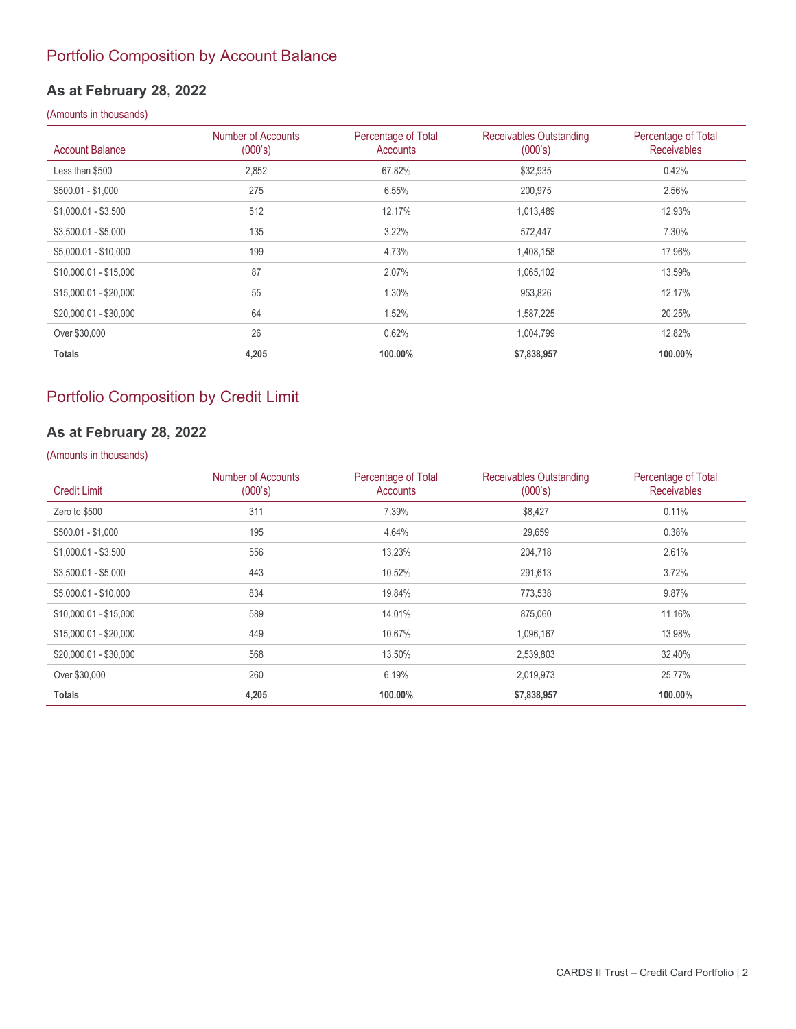## Portfolio Composition by Account Balance

### As at February 28, 2022

(Amounts in thousands)

| Account Balance | Number of Accounts (000's) | Percentage of Total Accounts | Receivables Outstanding (000's) | Percentage of Total Receivables |
|---|---|---|---|---|
| Less than $500 | 2,852 | 67.82% | $32,935 | 0.42% |
| $500.01 - $1,000 | 275 | 6.55% | 200,975 | 2.56% |
| $1,000.01 - $3,500 | 512 | 12.17% | 1,013,489 | 12.93% |
| $3,500.01 - $5,000 | 135 | 3.22% | 572,447 | 7.30% |
| $5,000.01 - $10,000 | 199 | 4.73% | 1,408,158 | 17.96% |
| $10,000.01 - $15,000 | 87 | 2.07% | 1,065,102 | 13.59% |
| $15,000.01 - $20,000 | 55 | 1.30% | 953,826 | 12.17% |
| $20,000.01 - $30,000 | 64 | 1.52% | 1,587,225 | 20.25% |
| Over $30,000 | 26 | 0.62% | 1,004,799 | 12.82% |
| **Totals** | **4,205** | **100.00%** | **$7,838,957** | **100.00%** |

## Portfolio Composition by Credit Limit

### As at February 28, 2022

(Amounts in thousands)

| Credit Limit | Number of Accounts (000's) | Percentage of Total Accounts | Receivables Outstanding (000's) | Percentage of Total Receivables |
|---|---|---|---|---|
| Zero to $500 | 311 | 7.39% | $8,427 | 0.11% |
| $500.01 - $1,000 | 195 | 4.64% | 29,659 | 0.38% |
| $1,000.01 - $3,500 | 556 | 13.23% | 204,718 | 2.61% |
| $3,500.01 - $5,000 | 443 | 10.52% | 291,613 | 3.72% |
| $5,000.01 - $10,000 | 834 | 19.84% | 773,538 | 9.87% |
| $10,000.01 - $15,000 | 589 | 14.01% | 875,060 | 11.16% |
| $15,000.01 - $20,000 | 449 | 10.67% | 1,096,167 | 13.98% |
| $20,000.01 - $30,000 | 568 | 13.50% | 2,539,803 | 32.40% |
| Over $30,000 | 260 | 6.19% | 2,019,973 | 25.77% |
| **Totals** | **4,205** | **100.00%** | **$7,838,957** | **100.00%** |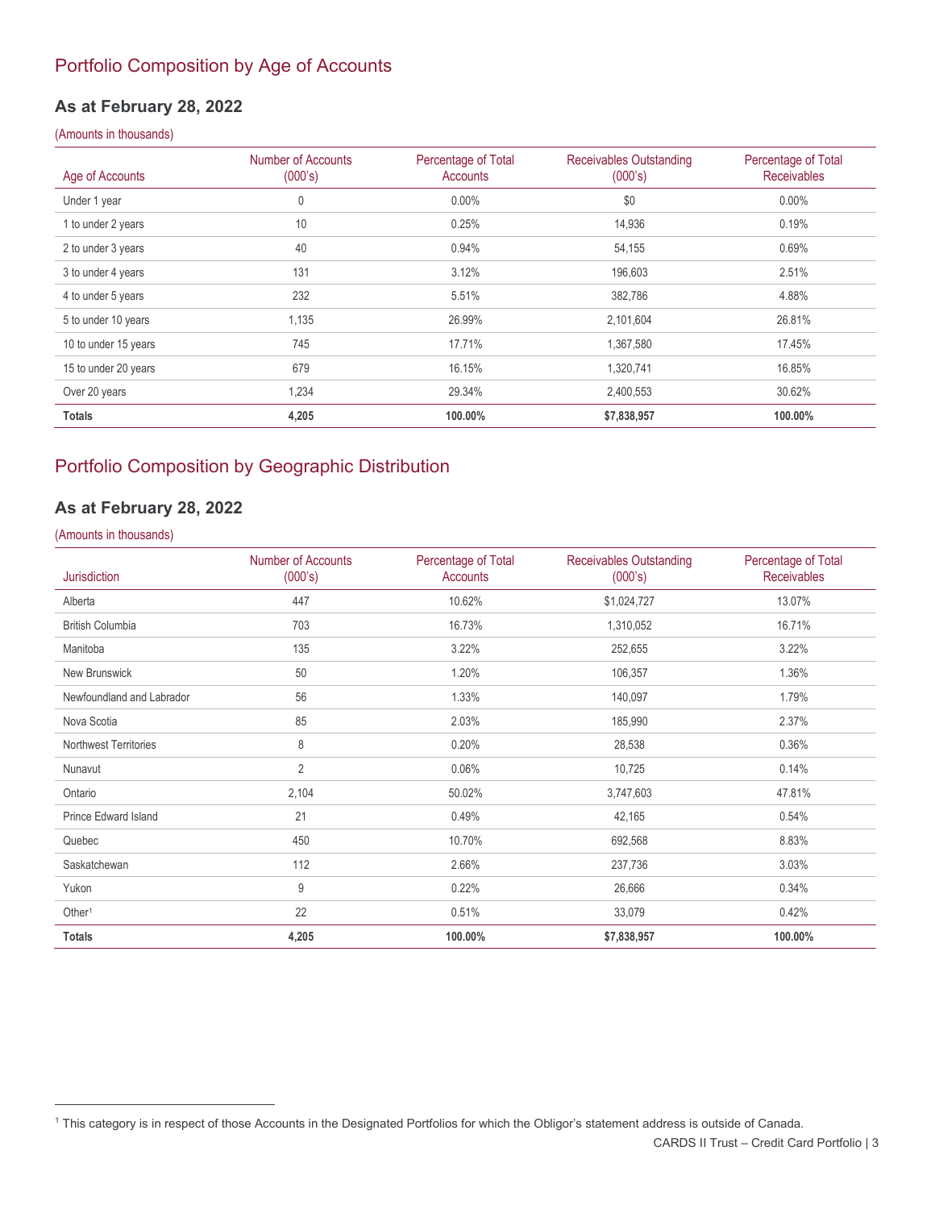## Portfolio Composition by Age of Accounts

### As at February 28, 2022

(Amounts in thousands)

| Age of Accounts | Number of Accounts (000's) | Percentage of Total Accounts | Receivables Outstanding (000's) | Percentage of Total Receivables |
|---|---|---|---|---|
| Under 1 year | 0 | 0.00% | $0 | 0.00% |
| 1 to under 2 years | 10 | 0.25% | 14,936 | 0.19% |
| 2 to under 3 years | 40 | 0.94% | 54,155 | 0.69% |
| 3 to under 4 years | 131 | 3.12% | 196,603 | 2.51% |
| 4 to under 5 years | 232 | 5.51% | 382,786 | 4.88% |
| 5 to under 10 years | 1,135 | 26.99% | 2,101,604 | 26.81% |
| 10 to under 15 years | 745 | 17.71% | 1,367,580 | 17.45% |
| 15 to under 20 years | 679 | 16.15% | 1,320,741 | 16.85% |
| Over 20 years | 1,234 | 29.34% | 2,400,553 | 30.62% |
| **Totals** | **4,205** | **100.00%** | **$7,838,957** | **100.00%** |

## Portfolio Composition by Geographic Distribution

### As at February 28, 2022

(Amounts in thousands)

| Jurisdiction | Number of Accounts (000's) | Percentage of Total Accounts | Receivables Outstanding (000's) | Percentage of Total Receivables |
|---|---|---|---|---|
| Alberta | 447 | 10.62% | $1,024,727 | 13.07% |
| British Columbia | 703 | 16.73% | 1,310,052 | 16.71% |
| Manitoba | 135 | 3.22% | 252,655 | 3.22% |
| New Brunswick | 50 | 1.20% | 106,357 | 1.36% |
| Newfoundland and Labrador | 56 | 1.33% | 140,097 | 1.79% |
| Nova Scotia | 85 | 2.03% | 185,990 | 2.37% |
| Northwest Territories | 8 | 0.20% | 28,538 | 0.36% |
| Nunavut | 2 | 0.06% | 10,725 | 0.14% |
| Ontario | 2,104 | 50.02% | 3,747,603 | 47.81% |
| Prince Edward Island | 21 | 0.49% | 42,165 | 0.54% |
| Quebec | 450 | 10.70% | 692,568 | 8.83% |
| Saskatchewan | 112 | 2.66% | 237,736 | 3.03% |
| Yukon | 9 | 0.22% | 26,666 | 0.34% |
| Other[1] | 22 | 0.51% | 33,079 | 0.42% |
| **Totals** | **4,205** | **100.00%** | **$7,838,957** | **100.00%** |

[1] This category is in respect of those Accounts in the Designated Portfolios for which the Obligor's statement address is outside of Canada.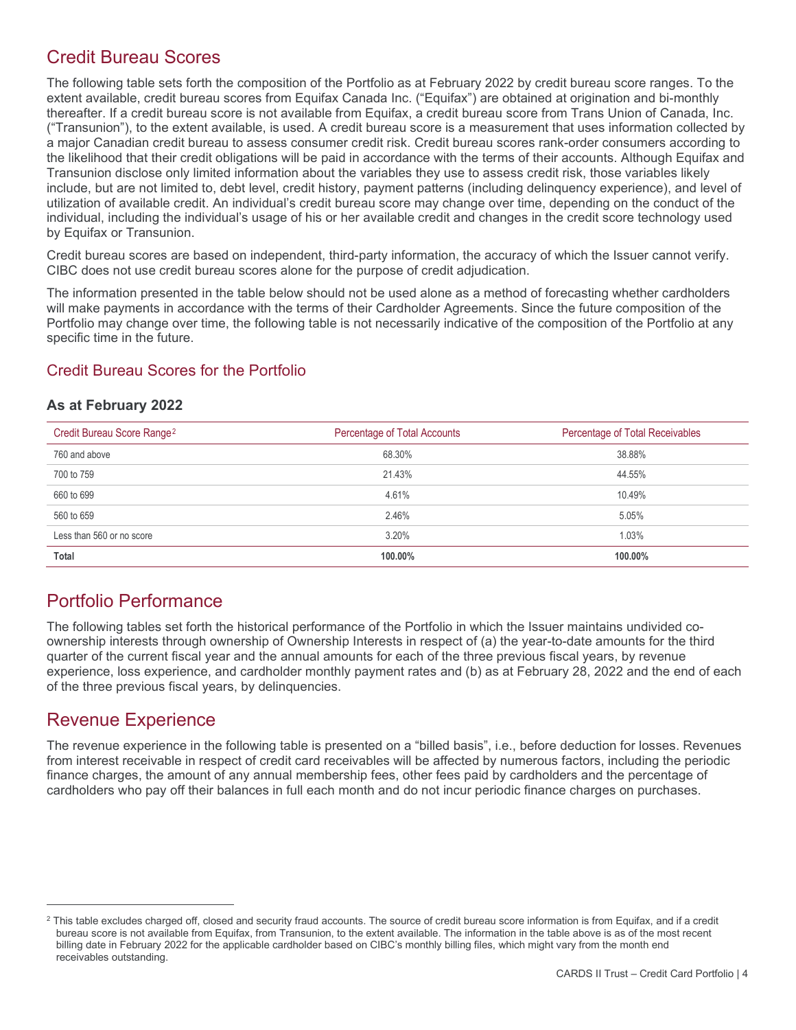## Credit Bureau Scores

The following table sets forth the composition of the Portfolio as at February 2022 by credit bureau score ranges. To the extent available, credit bureau scores from Equifax Canada Inc. ("Equifax") are obtained at origination and bi-monthly thereafter. If a credit bureau score is not available from Equifax, a credit bureau score from Trans Union of Canada, Inc. ("Transunion"), to the extent available, is used. A credit bureau score is a measurement that uses information collected by a major Canadian credit bureau to assess consumer credit risk. Credit bureau scores rank-order consumers according to the likelihood that their credit obligations will be paid in accordance with the terms of their accounts. Although Equifax and Transunion disclose only limited information about the variables they use to assess credit risk, those variables likely include, but are not limited to, debt level, credit history, payment patterns (including delinquency experience), and level of utilization of available credit. An individual's credit bureau score may change over time, depending on the conduct of the individual, including the individual's usage of his or her available credit and changes in the credit score technology used by Equifax or Transunion.

Credit bureau scores are based on independent, third-party information, the accuracy of which the Issuer cannot verify. CIBC does not use credit bureau scores alone for the purpose of credit adjudication.

The information presented in the table below should not be used alone as a method of forecasting whether cardholders will make payments in accordance with the terms of their Cardholder Agreements. Since the future composition of the Portfolio may change over time, the following table is not necessarily indicative of the composition of the Portfolio at any specific time in the future.

### Credit Bureau Scores for the Portfolio

**As at February 2022**

| Credit Bureau Score Range[2] | Percentage of Total Accounts | Percentage of Total Receivables |
|---|---|---|
| 760 and above | 68.30% | 38.88% |
| 700 to 759 | 21.43% | 44.55% |
| 660 to 699 | 4.61% | 10.49% |
| 560 to 659 | 2.46% | 5.05% |
| Less than 560 or no score | 3.20% | 1.03% |
| **Total** | **100.00%** | **100.00%** |

## Portfolio Performance

The following tables set forth the historical performance of the Portfolio in which the Issuer maintains undivided co-ownership interests through ownership of Ownership Interests in respect of (a) the year-to-date amounts for the third quarter of the current fiscal year and the annual amounts for each of the three previous fiscal years, by revenue experience, loss experience, and cardholder monthly payment rates and (b) as at February 28, 2022 and the end of each of the three previous fiscal years, by delinquencies.

## Revenue Experience

The revenue experience in the following table is presented on a "billed basis", i.e., before deduction for losses. Revenues from interest receivable in respect of credit card receivables will be affected by numerous factors, including the periodic finance charges, the amount of any annual membership fees, other fees paid by cardholders and the percentage of cardholders who pay off their balances in full each month and do not incur periodic finance charges on purchases.

---

[2] This table excludes charged off, closed and security fraud accounts. The source of credit bureau score information is from Equifax, and if a credit bureau score is not available from Equifax, from Transunion, to the extent available. The information in the table above is as of the most recent billing date in February 2022 for the applicable cardholder based on CIBC's monthly billing files, which might vary from the month end receivables outstanding.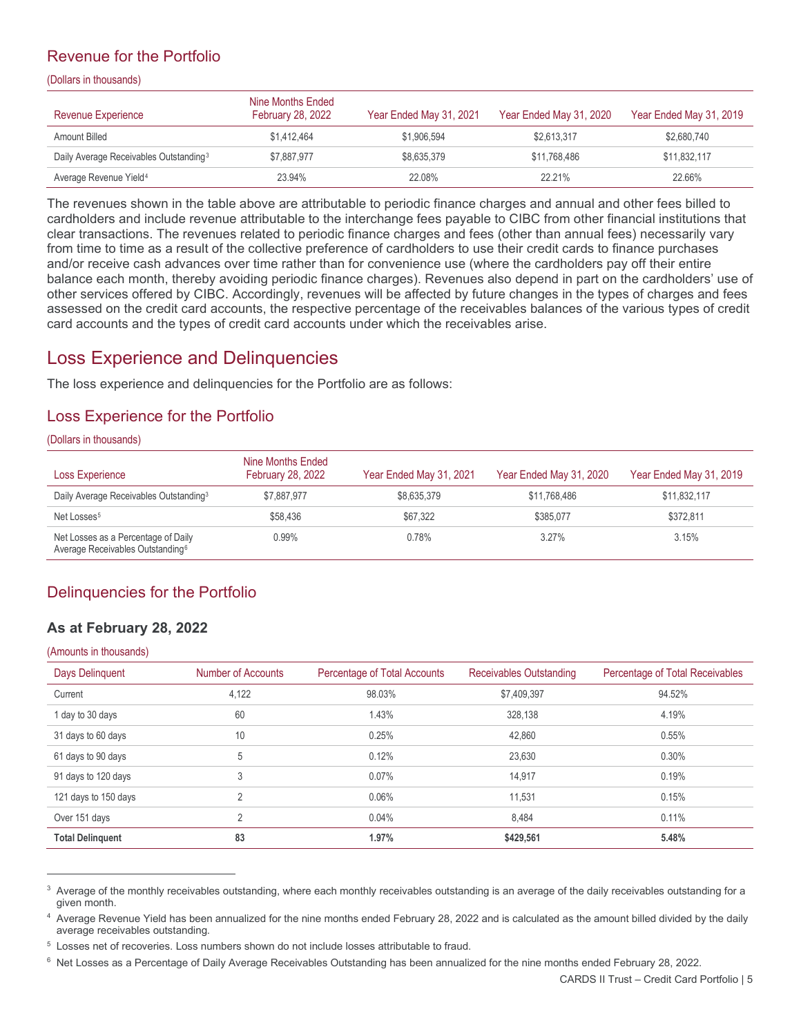## Revenue for the Portfolio

(Dollars in thousands)

| Revenue Experience | Nine Months Ended February 28, 2022 | Year Ended May 31, 2021 | Year Ended May 31, 2020 | Year Ended May 31, 2019 |
|---|---|---|---|---|
| Amount Billed | $1,412,464 | $1,906,594 | $2,613,317 | $2,680,740 |
| Daily Average Receivables Outstanding[3] | $7,887,977 | $8,635,379 | $11,768,486 | $11,832,117 |
| Average Revenue Yield[4] | 23.94% | 22.08% | 22.21% | 22.66% |

The revenues shown in the table above are attributable to periodic finance charges and annual and other fees billed to cardholders and include revenue attributable to the interchange fees payable to CIBC from other financial institutions that clear transactions. The revenues related to periodic finance charges and fees (other than annual fees) necessarily vary from time to time as a result of the collective preference of cardholders to use their credit cards to finance purchases and/or receive cash advances over time rather than for convenience use (where the cardholders pay off their entire balance each month, thereby avoiding periodic finance charges). Revenues also depend in part on the cardholders' use of other services offered by CIBC. Accordingly, revenues will be affected by future changes in the types of charges and fees assessed on the credit card accounts, the respective percentage of the receivables balances of the various types of credit card accounts and the types of credit card accounts under which the receivables arise.

# Loss Experience and Delinquencies

The loss experience and delinquencies for the Portfolio are as follows:

## Loss Experience for the Portfolio

(Dollars in thousands)

| Loss Experience | Nine Months Ended February 28, 2022 | Year Ended May 31, 2021 | Year Ended May 31, 2020 | Year Ended May 31, 2019 |
|---|---|---|---|---|
| Daily Average Receivables Outstanding[3] | $7,887,977 | $8,635,379 | $11,768,486 | $11,832,117 |
| Net Losses[5] | $58,436 | $67,322 | $385,077 | $372,811 |
| Net Losses as a Percentage of Daily Average Receivables Outstanding[6] | 0.99% | 0.78% | 3.27% | 3.15% |

## Delinquencies for the Portfolio

### As at February 28, 2022

(Amounts in thousands)

| Days Delinquent | Number of Accounts | Percentage of Total Accounts | Receivables Outstanding | Percentage of Total Receivables |
|---|---|---|---|---|
| Current | 4,122 | 98.03% | $7,409,397 | 94.52% |
| 1 day to 30 days | 60 | 1.43% | 328,138 | 4.19% |
| 31 days to 60 days | 10 | 0.25% | 42,860 | 0.55% |
| 61 days to 90 days | 5 | 0.12% | 23,630 | 0.30% |
| 91 days to 120 days | 3 | 0.07% | 14,917 | 0.19% |
| 121 days to 150 days | 2 | 0.06% | 11,531 | 0.15% |
| Over 151 days | 2 | 0.04% | 8,484 | 0.11% |
| **Total Delinquent** | **83** | **1.97%** | **$429,561** | **5.48%** |

[3] Average of the monthly receivables outstanding, where each monthly receivables outstanding is an average of the daily receivables outstanding for a given month.

[4] Average Revenue Yield has been annualized for the nine months ended February 28, 2022 and is calculated as the amount billed divided by the daily average receivables outstanding.

[5] Losses net of recoveries. Loss numbers shown do not include losses attributable to fraud.

[6] Net Losses as a Percentage of Daily Average Receivables Outstanding has been annualized for the nine months ended February 28, 2022.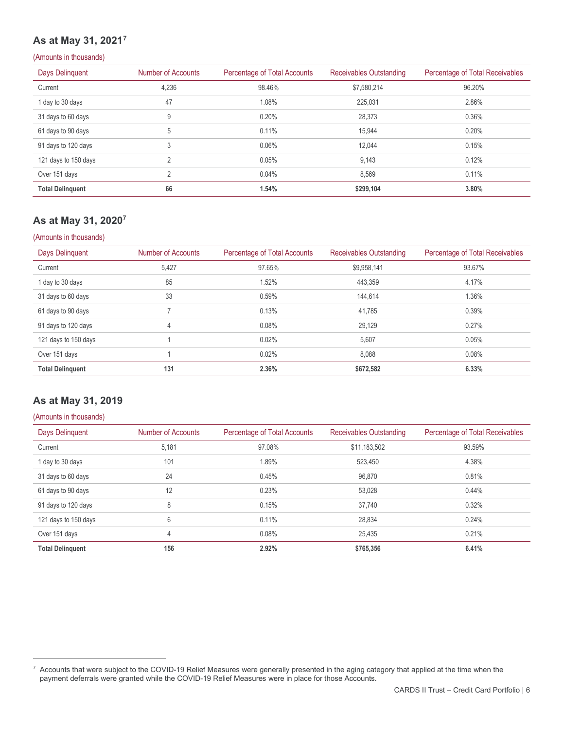## As at May 31, 2021[7]

(Amounts in thousands)

| Days Delinquent | Number of Accounts | Percentage of Total Accounts | Receivables Outstanding | Percentage of Total Receivables |
|---|---|---|---|---|
| Current | 4,236 | 98.46% | $7,580,214 | 96.20% |
| 1 day to 30 days | 47 | 1.08% | 225,031 | 2.86% |
| 31 days to 60 days | 9 | 0.20% | 28,373 | 0.36% |
| 61 days to 90 days | 5 | 0.11% | 15,944 | 0.20% |
| 91 days to 120 days | 3 | 0.06% | 12,044 | 0.15% |
| 121 days to 150 days | 2 | 0.05% | 9,143 | 0.12% |
| Over 151 days | 2 | 0.04% | 8,569 | 0.11% |
| **Total Delinquent** | **66** | **1.54%** | **$299,104** | **3.80%** |

## As at May 31, 2020[7]

(Amounts in thousands)

| Days Delinquent | Number of Accounts | Percentage of Total Accounts | Receivables Outstanding | Percentage of Total Receivables |
|---|---|---|---|---|
| Current | 5,427 | 97.65% | $9,958,141 | 93.67% |
| 1 day to 30 days | 85 | 1.52% | 443,359 | 4.17% |
| 31 days to 60 days | 33 | 0.59% | 144,614 | 1.36% |
| 61 days to 90 days | 7 | 0.13% | 41,785 | 0.39% |
| 91 days to 120 days | 4 | 0.08% | 29,129 | 0.27% |
| 121 days to 150 days | 1 | 0.02% | 5,607 | 0.05% |
| Over 151 days | 1 | 0.02% | 8,088 | 0.08% |
| **Total Delinquent** | **131** | **2.36%** | **$672,582** | **6.33%** |

## As at May 31, 2019

(Amounts in thousands)

| Days Delinquent | Number of Accounts | Percentage of Total Accounts | Receivables Outstanding | Percentage of Total Receivables |
|---|---|---|---|---|
| Current | 5,181 | 97.08% | $11,183,502 | 93.59% |
| 1 day to 30 days | 101 | 1.89% | 523,450 | 4.38% |
| 31 days to 60 days | 24 | 0.45% | 96,870 | 0.81% |
| 61 days to 90 days | 12 | 0.23% | 53,028 | 0.44% |
| 91 days to 120 days | 8 | 0.15% | 37,740 | 0.32% |
| 121 days to 150 days | 6 | 0.11% | 28,834 | 0.24% |
| Over 151 days | 4 | 0.08% | 25,435 | 0.21% |
| **Total Delinquent** | **156** | **2.92%** | **$765,356** | **6.41%** |

[7] Accounts that were subject to the COVID-19 Relief Measures were generally presented in the aging category that applied at the time when the payment deferrals were granted while the COVID-19 Relief Measures were in place for those Accounts.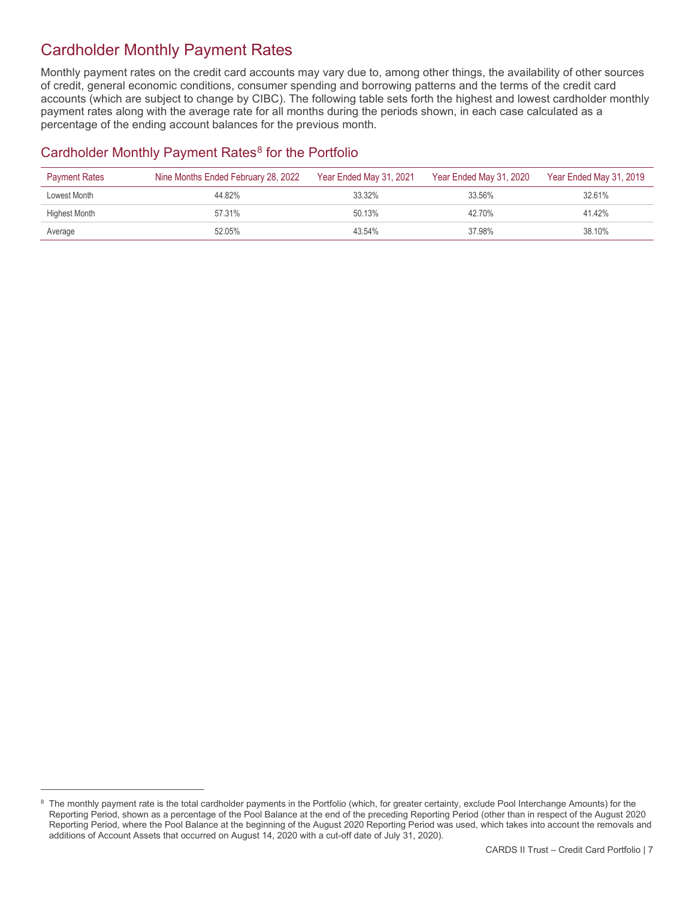## Cardholder Monthly Payment Rates

Monthly payment rates on the credit card accounts may vary due to, among other things, the availability of other sources of credit, general economic conditions, consumer spending and borrowing patterns and the terms of the credit card accounts (which are subject to change by CIBC). The following table sets forth the highest and lowest cardholder monthly payment rates along with the average rate for all months during the periods shown, in each case calculated as a percentage of the ending account balances for the previous month.

### Cardholder Monthly Payment Rates[8] for the Portfolio

| Payment Rates | Nine Months Ended February 28, 2022 | Year Ended May 31, 2021 | Year Ended May 31, 2020 | Year Ended May 31, 2019 |
|---|---|---|---|---|
| Lowest Month | 44.82% | 33.32% | 33.56% | 32.61% |
| Highest Month | 57.31% | 50.13% | 42.70% | 41.42% |
| Average | 52.05% | 43.54% | 37.98% | 38.10% |

[8] The monthly payment rate is the total cardholder payments in the Portfolio (which, for greater certainty, exclude Pool Interchange Amounts) for the Reporting Period, shown as a percentage of the Pool Balance at the end of the preceding Reporting Period (other than in respect of the August 2020 Reporting Period, where the Pool Balance at the beginning of the August 2020 Reporting Period was used, which takes into account the removals and additions of Account Assets that occurred on August 14, 2020 with a cut-off date of July 31, 2020).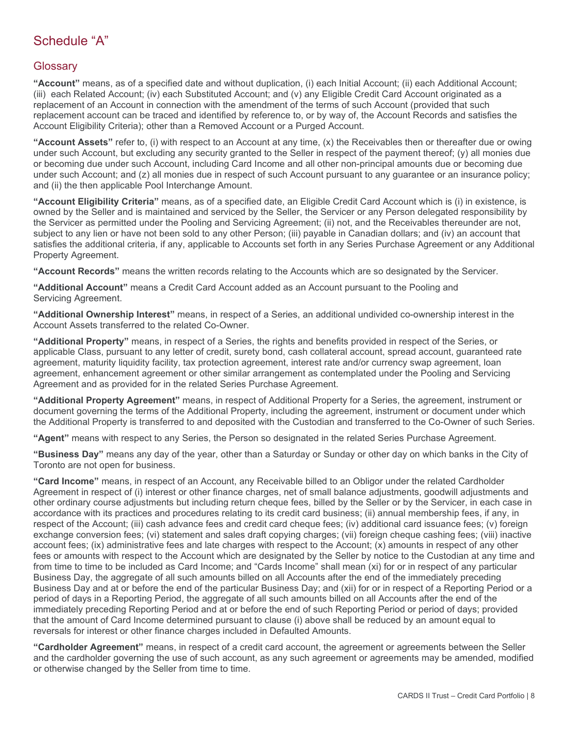# Schedule "A"

## Glossary

**"Account"** means, as of a specified date and without duplication, (i) each Initial Account; (ii) each Additional Account; (iii) each Related Account; (iv) each Substituted Account; and (v) any Eligible Credit Card Account originated as a replacement of an Account in connection with the amendment of the terms of such Account (provided that such replacement account can be traced and identified by reference to, or by way of, the Account Records and satisfies the Account Eligibility Criteria); other than a Removed Account or a Purged Account.

**"Account Assets"** refer to, (i) with respect to an Account at any time, (x) the Receivables then or thereafter due or owing under such Account, but excluding any security granted to the Seller in respect of the payment thereof; (y) all monies due or becoming due under such Account, including Card Income and all other non-principal amounts due or becoming due under such Account; and (z) all monies due in respect of such Account pursuant to any guarantee or an insurance policy; and (ii) the then applicable Pool Interchange Amount.

**"Account Eligibility Criteria"** means, as of a specified date, an Eligible Credit Card Account which is (i) in existence, is owned by the Seller and is maintained and serviced by the Seller, the Servicer or any Person delegated responsibility by the Servicer as permitted under the Pooling and Servicing Agreement; (ii) not, and the Receivables thereunder are not, subject to any lien or have not been sold to any other Person; (iii) payable in Canadian dollars; and (iv) an account that satisfies the additional criteria, if any, applicable to Accounts set forth in any Series Purchase Agreement or any Additional Property Agreement.

**"Account Records"** means the written records relating to the Accounts which are so designated by the Servicer.

**"Additional Account"** means a Credit Card Account added as an Account pursuant to the Pooling and Servicing Agreement.

**"Additional Ownership Interest"** means, in respect of a Series, an additional undivided co-ownership interest in the Account Assets transferred to the related Co-Owner.

**"Additional Property"** means, in respect of a Series, the rights and benefits provided in respect of the Series, or applicable Class, pursuant to any letter of credit, surety bond, cash collateral account, spread account, guaranteed rate agreement, maturity liquidity facility, tax protection agreement, interest rate and/or currency swap agreement, loan agreement, enhancement agreement or other similar arrangement as contemplated under the Pooling and Servicing Agreement and as provided for in the related Series Purchase Agreement.

**"Additional Property Agreement"** means, in respect of Additional Property for a Series, the agreement, instrument or document governing the terms of the Additional Property, including the agreement, instrument or document under which the Additional Property is transferred to and deposited with the Custodian and transferred to the Co-Owner of such Series.

**"Agent"** means with respect to any Series, the Person so designated in the related Series Purchase Agreement.

**"Business Day"** means any day of the year, other than a Saturday or Sunday or other day on which banks in the City of Toronto are not open for business.

**"Card Income"** means, in respect of an Account, any Receivable billed to an Obligor under the related Cardholder Agreement in respect of (i) interest or other finance charges, net of small balance adjustments, goodwill adjustments and other ordinary course adjustments but including return cheque fees, billed by the Seller or by the Servicer, in each case in accordance with its practices and procedures relating to its credit card business; (ii) annual membership fees, if any, in respect of the Account; (iii) cash advance fees and credit card cheque fees; (iv) additional card issuance fees; (v) foreign exchange conversion fees; (vi) statement and sales draft copying charges; (vii) foreign cheque cashing fees; (viii) inactive account fees; (ix) administrative fees and late charges with respect to the Account; (x) amounts in respect of any other fees or amounts with respect to the Account which are designated by the Seller by notice to the Custodian at any time and from time to time to be included as Card Income; and "Cards Income" shall mean (xi) for or in respect of any particular Business Day, the aggregate of all such amounts billed on all Accounts after the end of the immediately preceding Business Day and at or before the end of the particular Business Day; and (xii) for or in respect of a Reporting Period or a period of days in a Reporting Period, the aggregate of all such amounts billed on all Accounts after the end of the immediately preceding Reporting Period and at or before the end of such Reporting Period or period of days; provided that the amount of Card Income determined pursuant to clause (i) above shall be reduced by an amount equal to reversals for interest or other finance charges included in Defaulted Amounts.

**"Cardholder Agreement"** means, in respect of a credit card account, the agreement or agreements between the Seller and the cardholder governing the use of such account, as any such agreement or agreements may be amended, modified or otherwise changed by the Seller from time to time.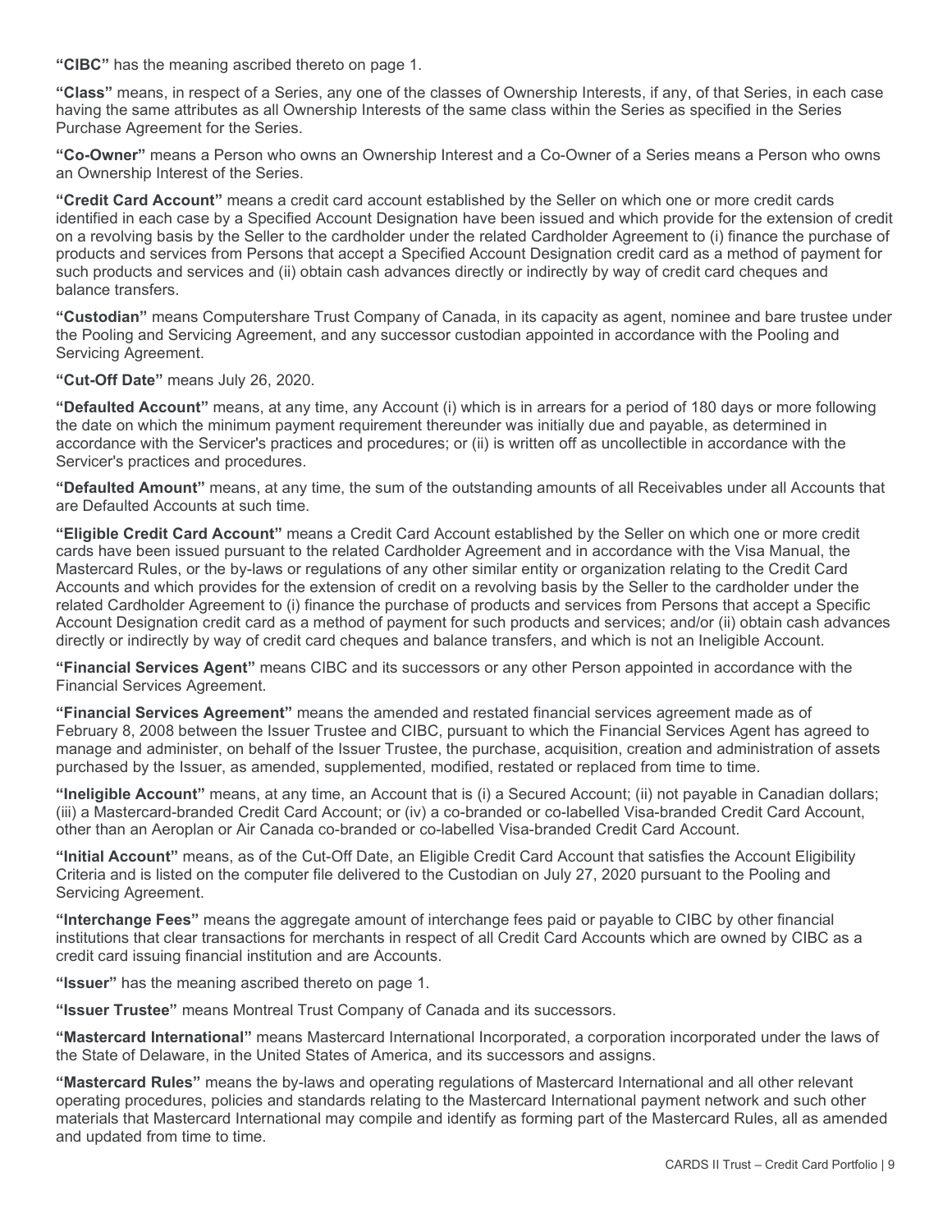**"CIBC"** has the meaning ascribed thereto on page 1.

**"Class"** means, in respect of a Series, any one of the classes of Ownership Interests, if any, of that Series, in each case having the same attributes as all Ownership Interests of the same class within the Series as specified in the Series Purchase Agreement for the Series.

**"Co-Owner"** means a Person who owns an Ownership Interest and a Co-Owner of a Series means a Person who owns an Ownership Interest of the Series.

**"Credit Card Account"** means a credit card account established by the Seller on which one or more credit cards identified in each case by a Specified Account Designation have been issued and which provide for the extension of credit on a revolving basis by the Seller to the cardholder under the related Cardholder Agreement to (i) finance the purchase of products and services from Persons that accept a Specified Account Designation credit card as a method of payment for such products and services and (ii) obtain cash advances directly or indirectly by way of credit card cheques and balance transfers.

**"Custodian"** means Computershare Trust Company of Canada, in its capacity as agent, nominee and bare trustee under the Pooling and Servicing Agreement, and any successor custodian appointed in accordance with the Pooling and Servicing Agreement.

**"Cut-Off Date"** means July 26, 2020.

**"Defaulted Account"** means, at any time, any Account (i) which is in arrears for a period of 180 days or more following the date on which the minimum payment requirement thereunder was initially due and payable, as determined in accordance with the Servicer's practices and procedures; or (ii) is written off as uncollectible in accordance with the Servicer's practices and procedures.

**"Defaulted Amount"** means, at any time, the sum of the outstanding amounts of all Receivables under all Accounts that are Defaulted Accounts at such time.

**"Eligible Credit Card Account"** means a Credit Card Account established by the Seller on which one or more credit cards have been issued pursuant to the related Cardholder Agreement and in accordance with the Visa Manual, the Mastercard Rules, or the by-laws or regulations of any other similar entity or organization relating to the Credit Card Accounts and which provides for the extension of credit on a revolving basis by the Seller to the cardholder under the related Cardholder Agreement to (i) finance the purchase of products and services from Persons that accept a Specific Account Designation credit card as a method of payment for such products and services; and/or (ii) obtain cash advances directly or indirectly by way of credit card cheques and balance transfers, and which is not an Ineligible Account.

**"Financial Services Agent"** means CIBC and its successors or any other Person appointed in accordance with the Financial Services Agreement.

**"Financial Services Agreement"** means the amended and restated financial services agreement made as of February 8, 2008 between the Issuer Trustee and CIBC, pursuant to which the Financial Services Agent has agreed to manage and administer, on behalf of the Issuer Trustee, the purchase, acquisition, creation and administration of assets purchased by the Issuer, as amended, supplemented, modified, restated or replaced from time to time.

**"Ineligible Account"** means, at any time, an Account that is (i) a Secured Account; (ii) not payable in Canadian dollars; (iii) a Mastercard-branded Credit Card Account; or (iv) a co-branded or co-labelled Visa-branded Credit Card Account, other than an Aeroplan or Air Canada co-branded or co-labelled Visa-branded Credit Card Account.

**"Initial Account"** means, as of the Cut-Off Date, an Eligible Credit Card Account that satisfies the Account Eligibility Criteria and is listed on the computer file delivered to the Custodian on July 27, 2020 pursuant to the Pooling and Servicing Agreement.

**"Interchange Fees"** means the aggregate amount of interchange fees paid or payable to CIBC by other financial institutions that clear transactions for merchants in respect of all Credit Card Accounts which are owned by CIBC as a credit card issuing financial institution and are Accounts.

**"Issuer"** has the meaning ascribed thereto on page 1.

**"Issuer Trustee"** means Montreal Trust Company of Canada and its successors.

**"Mastercard International"** means Mastercard International Incorporated, a corporation incorporated under the laws of the State of Delaware, in the United States of America, and its successors and assigns.

**"Mastercard Rules"** means the by-laws and operating regulations of Mastercard International and all other relevant operating procedures, policies and standards relating to the Mastercard International payment network and such other materials that Mastercard International may compile and identify as forming part of the Mastercard Rules, all as amended and updated from time to time.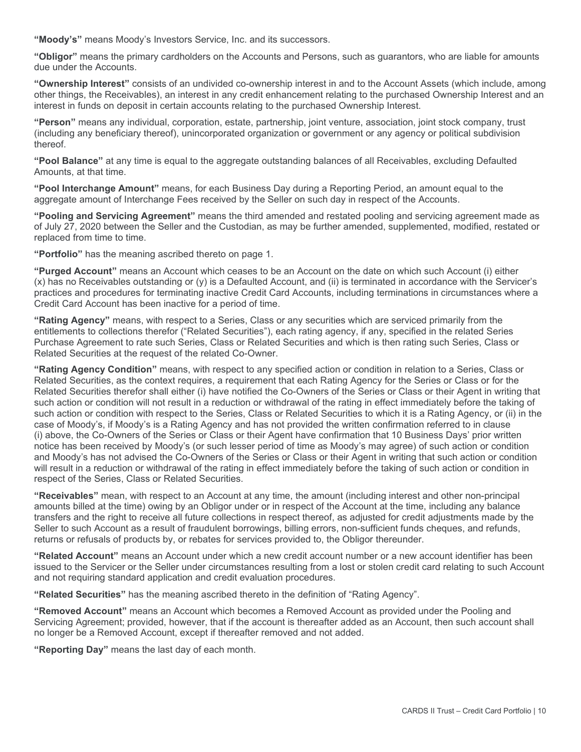**"Moody's"** means Moody's Investors Service, Inc. and its successors.

**"Obligor"** means the primary cardholders on the Accounts and Persons, such as guarantors, who are liable for amounts due under the Accounts.

**"Ownership Interest"** consists of an undivided co-ownership interest in and to the Account Assets (which include, among other things, the Receivables), an interest in any credit enhancement relating to the purchased Ownership Interest and an interest in funds on deposit in certain accounts relating to the purchased Ownership Interest.

**"Person"** means any individual, corporation, estate, partnership, joint venture, association, joint stock company, trust (including any beneficiary thereof), unincorporated organization or government or any agency or political subdivision thereof.

**"Pool Balance"** at any time is equal to the aggregate outstanding balances of all Receivables, excluding Defaulted Amounts, at that time.

**"Pool Interchange Amount"** means, for each Business Day during a Reporting Period, an amount equal to the aggregate amount of Interchange Fees received by the Seller on such day in respect of the Accounts.

**"Pooling and Servicing Agreement"** means the third amended and restated pooling and servicing agreement made as of July 27, 2020 between the Seller and the Custodian, as may be further amended, supplemented, modified, restated or replaced from time to time.

**"Portfolio"** has the meaning ascribed thereto on page 1.

**"Purged Account"** means an Account which ceases to be an Account on the date on which such Account (i) either (x) has no Receivables outstanding or (y) is a Defaulted Account, and (ii) is terminated in accordance with the Servicer's practices and procedures for terminating inactive Credit Card Accounts, including terminations in circumstances where a Credit Card Account has been inactive for a period of time.

**"Rating Agency"** means, with respect to a Series, Class or any securities which are serviced primarily from the entitlements to collections therefor ("Related Securities"), each rating agency, if any, specified in the related Series Purchase Agreement to rate such Series, Class or Related Securities and which is then rating such Series, Class or Related Securities at the request of the related Co-Owner.

**"Rating Agency Condition"** means, with respect to any specified action or condition in relation to a Series, Class or Related Securities, as the context requires, a requirement that each Rating Agency for the Series or Class or for the Related Securities therefor shall either (i) have notified the Co-Owners of the Series or Class or their Agent in writing that such action or condition will not result in a reduction or withdrawal of the rating in effect immediately before the taking of such action or condition with respect to the Series, Class or Related Securities to which it is a Rating Agency, or (ii) in the case of Moody's, if Moody's is a Rating Agency and has not provided the written confirmation referred to in clause (i) above, the Co-Owners of the Series or Class or their Agent have confirmation that 10 Business Days' prior written notice has been received by Moody's (or such lesser period of time as Moody's may agree) of such action or condition and Moody's has not advised the Co-Owners of the Series or Class or their Agent in writing that such action or condition will result in a reduction or withdrawal of the rating in effect immediately before the taking of such action or condition in respect of the Series, Class or Related Securities.

**"Receivables"** mean, with respect to an Account at any time, the amount (including interest and other non-principal amounts billed at the time) owing by an Obligor under or in respect of the Account at the time, including any balance transfers and the right to receive all future collections in respect thereof, as adjusted for credit adjustments made by the Seller to such Account as a result of fraudulent borrowings, billing errors, non-sufficient funds cheques, and refunds, returns or refusals of products by, or rebates for services provided to, the Obligor thereunder.

**"Related Account"** means an Account under which a new credit account number or a new account identifier has been issued to the Servicer or the Seller under circumstances resulting from a lost or stolen credit card relating to such Account and not requiring standard application and credit evaluation procedures.

**"Related Securities"** has the meaning ascribed thereto in the definition of "Rating Agency".

**"Removed Account"** means an Account which becomes a Removed Account as provided under the Pooling and Servicing Agreement; provided, however, that if the account is thereafter added as an Account, then such account shall no longer be a Removed Account, except if thereafter removed and not added.

**"Reporting Day"** means the last day of each month.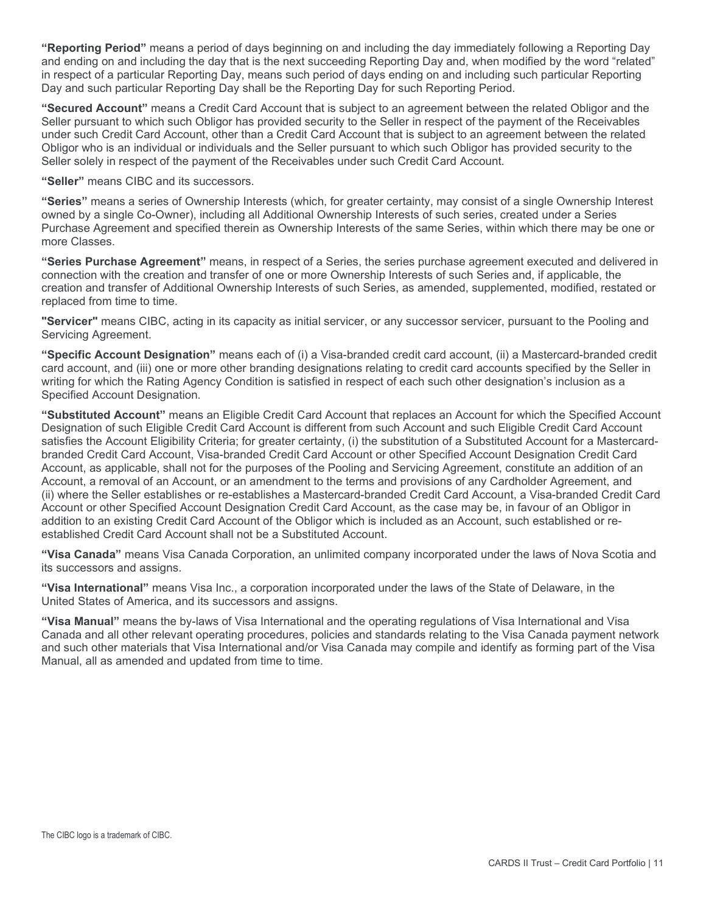**"Reporting Period"** means a period of days beginning on and including the day immediately following a Reporting Day and ending on and including the day that is the next succeeding Reporting Day and, when modified by the word "related" in respect of a particular Reporting Day, means such period of days ending on and including such particular Reporting Day and such particular Reporting Day shall be the Reporting Day for such Reporting Period.

**"Secured Account"** means a Credit Card Account that is subject to an agreement between the related Obligor and the Seller pursuant to which such Obligor has provided security to the Seller in respect of the payment of the Receivables under such Credit Card Account, other than a Credit Card Account that is subject to an agreement between the related Obligor who is an individual or individuals and the Seller pursuant to which such Obligor has provided security to the Seller solely in respect of the payment of the Receivables under such Credit Card Account.

**"Seller"** means CIBC and its successors.

**"Series"** means a series of Ownership Interests (which, for greater certainty, may consist of a single Ownership Interest owned by a single Co-Owner), including all Additional Ownership Interests of such series, created under a Series Purchase Agreement and specified therein as Ownership Interests of the same Series, within which there may be one or more Classes.

**"Series Purchase Agreement"** means, in respect of a Series, the series purchase agreement executed and delivered in connection with the creation and transfer of one or more Ownership Interests of such Series and, if applicable, the creation and transfer of Additional Ownership Interests of such Series, as amended, supplemented, modified, restated or replaced from time to time.

**"Servicer"** means CIBC, acting in its capacity as initial servicer, or any successor servicer, pursuant to the Pooling and Servicing Agreement.

**"Specific Account Designation"** means each of (i) a Visa-branded credit card account, (ii) a Mastercard-branded credit card account, and (iii) one or more other branding designations relating to credit card accounts specified by the Seller in writing for which the Rating Agency Condition is satisfied in respect of each such other designation's inclusion as a Specified Account Designation.

**"Substituted Account"** means an Eligible Credit Card Account that replaces an Account for which the Specified Account Designation of such Eligible Credit Card Account is different from such Account and such Eligible Credit Card Account satisfies the Account Eligibility Criteria; for greater certainty, (i) the substitution of a Substituted Account for a Mastercard-branded Credit Card Account, Visa-branded Credit Card Account or other Specified Account Designation Credit Card Account, as applicable, shall not for the purposes of the Pooling and Servicing Agreement, constitute an addition of an Account, a removal of an Account, or an amendment to the terms and provisions of any Cardholder Agreement, and (ii) where the Seller establishes or re-establishes a Mastercard-branded Credit Card Account, a Visa-branded Credit Card Account or other Specified Account Designation Credit Card Account, as the case may be, in favour of an Obligor in addition to an existing Credit Card Account of the Obligor which is included as an Account, such established or re-established Credit Card Account shall not be a Substituted Account.

**"Visa Canada"** means Visa Canada Corporation, an unlimited company incorporated under the laws of Nova Scotia and its successors and assigns.

**"Visa International"** means Visa Inc., a corporation incorporated under the laws of the State of Delaware, in the United States of America, and its successors and assigns.

**"Visa Manual"** means the by-laws of Visa International and the operating regulations of Visa International and Visa Canada and all other relevant operating procedures, policies and standards relating to the Visa Canada payment network and such other materials that Visa International and/or Visa Canada may compile and identify as forming part of the Visa Manual, all as amended and updated from time to time.

The CIBC logo is a trademark of CIBC.